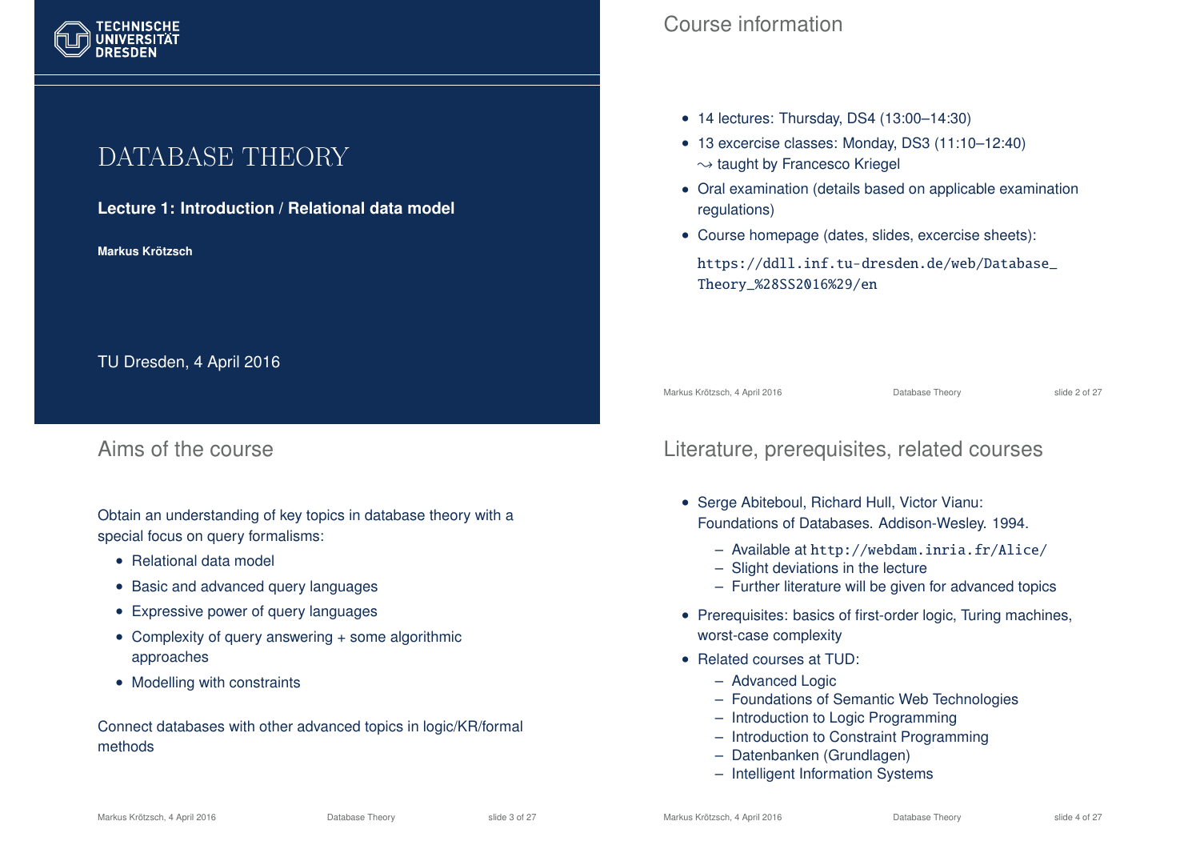# DATABASE THEORY

**Lecture 1: Introduction / Relational data model**

**Markus Krötzsch**

TU Dresden, 4 April 2016

## Course information

- 14 lectures: Thursday, DS4 (13:00–14:30)
- 13 excercise classes: Monday, DS3 (11:10–12:40)
  $\leadsto$ taught by Francesco Kriegel
- Oral examination (details based on applicable examination regulations)
- Course homepage (dates, slides, excercise sheets):

  `https://ddll.inf.tu-dresden.de/web/Database_Theory_%28SS2016%29/en`

## Aims of the course

Obtain an understanding of key topics in database theory with a special focus on query formalisms:

- Relational data model
- Basic and advanced query languages
- Expressive power of query languages
- Complexity of query answering + some algorithmic approaches
- Modelling with constraints

Connect databases with other advanced topics in logic/KR/formal methods

## Literature, prerequisites, related courses

- Serge Abiteboul, Richard Hull, Victor Vianu: Foundations of Databases. Addison-Wesley. 1994.
  - Available at `http://webdam.inria.fr/Alice/`
  - Slight deviations in the lecture
  - Further literature will be given for advanced topics
- Prerequisites: basics of first-order logic, Turing machines, worst-case complexity
- Related courses at TUD:
  - Advanced Logic
  - Foundations of Semantic Web Technologies
  - Introduction to Logic Programming
  - Introduction to Constraint Programming
  - Datenbanken (Grundlagen)
  - Intelligent Information Systems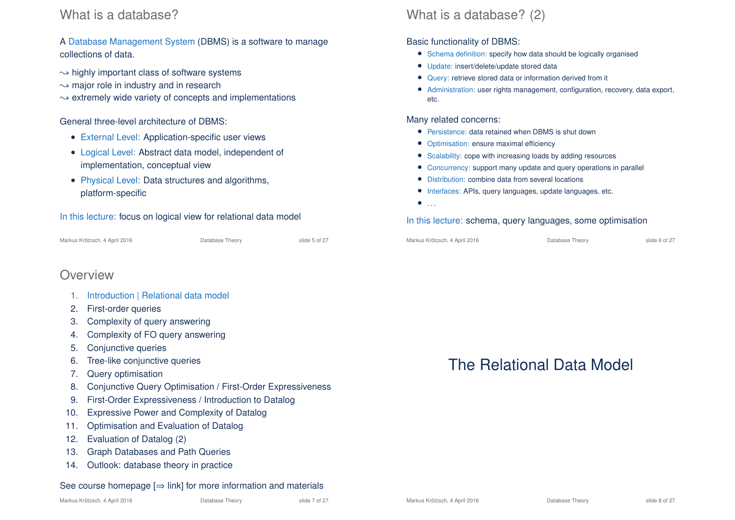## What is a database?

A Database Management System (DBMS) is a software to manage collections of data.

⇝ highly important class of software systems
⇝ major role in industry and in research
⇝ extremely wide variety of concepts and implementations

General three-level architecture of DBMS:

- External Level: Application-specific user views
- Logical Level: Abstract data model, independent of implementation, conceptual view
- Physical Level: Data structures and algorithms, platform-specific

In this lecture: focus on logical view for relational data model

## What is a database? (2)

Basic functionality of DBMS:

- Schema definition: specify how data should be logically organised
- Update: insert/delete/update stored data
- Query: retrieve stored data or information derived from it
- Administration: user rights management, configuration, recovery, data export, etc.

Many related concerns:

- Persistence: data retained when DBMS is shut down
- Optimisation: ensure maximal efficiency
- Scalability: cope with increasing loads by adding resources
- Concurrency: support many update and query operations in parallel
- Distribution: combine data from several locations
- Interfaces: APIs, query languages, update languages, etc.
- ...

In this lecture: schema, query languages, some optimisation

## Overview

1. Introduction | Relational data model
2. First-order queries
3. Complexity of query answering
4. Complexity of FO query answering
5. Conjunctive queries
6. Tree-like conjunctive queries
7. Query optimisation
8. Conjunctive Query Optimisation / First-Order Expressiveness
9. First-Order Expressiveness / Introduction to Datalog
10. Expressive Power and Complexity of Datalog
11. Optimisation and Evaluation of Datalog
12. Evaluation of Datalog (2)
13. Graph Databases and Path Queries
14. Outlook: database theory in practice

See course homepage [⇒ link] for more information and materials

# The Relational Data Model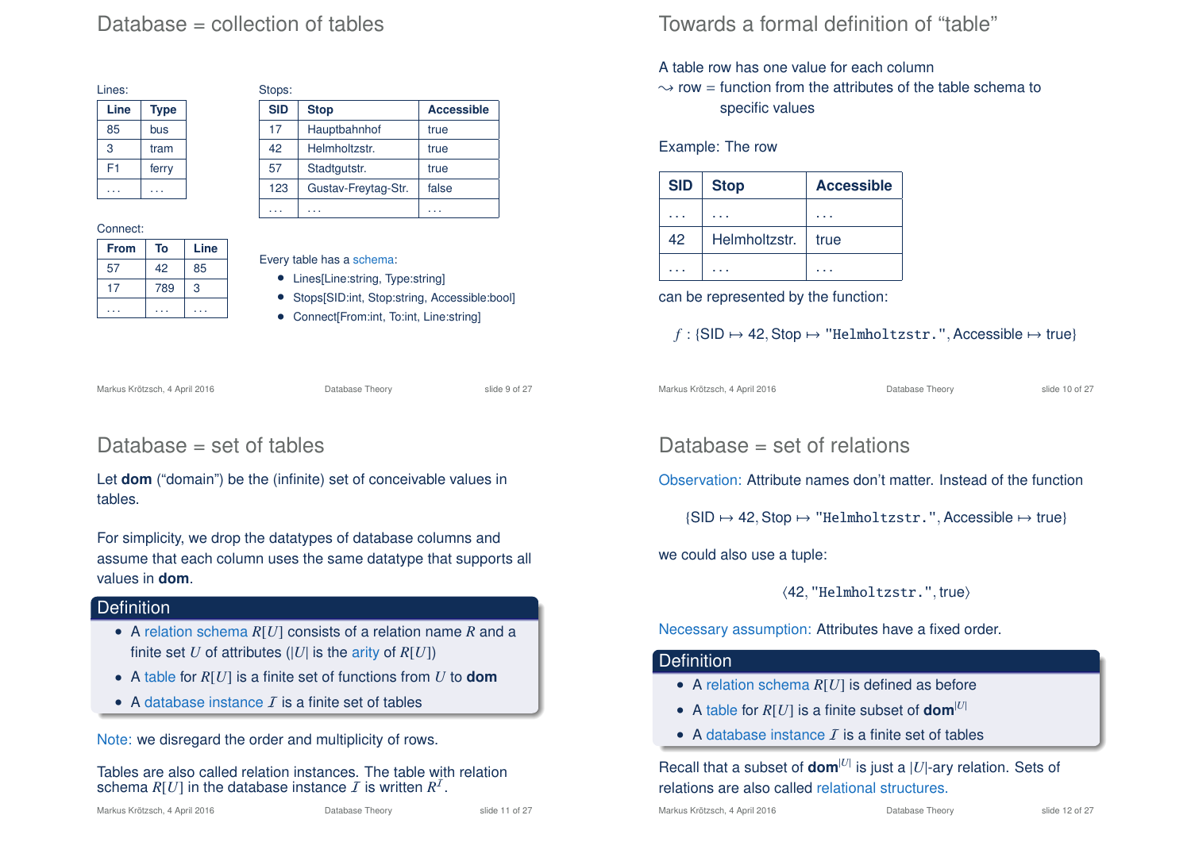## Database = collection of tables

Lines:

| Line | Type |
|---|---|
| 85 | bus |
| 3 | tram |
| F1 | ferry |
| ... | ... |

Stops:

| SID | Stop | Accessible |
|---|---|---|
| 17 | Hauptbahnhof | true |
| 42 | Helmholtzstr. | true |
| 57 | Stadtgutstr. | true |
| 123 | Gustav-Freytag-Str. | false |
| ... | ... | ... |

Connect:

| From | To | Line |
|---|---|---|
| 57 | 42 | 85 |
| 17 | 789 | 3 |
| ... | ... | ... |

Every table has a schema:

- Lines[Line:string, Type:string]
- Stops[SID:int, Stop:string, Accessible:bool]
- Connect[From:int, To:int, Line:string]

## Towards a formal definition of "table"

A table row has one value for each column
⇝ row = function from the attributes of the table schema to specific values

Example: The row

| SID | Stop | Accessible |
|---|---|---|
| ... | ... | ... |
| 42 | Helmholtzstr. | true |
| ... | ... | ... |

can be represented by the function:

$$f : \{\text{SID} \mapsto 42, \text{Stop} \mapsto \texttt{"Helmholtzstr."}, \text{Accessible} \mapsto \text{true}\}$$

## Database = set of tables

Let **dom** ("domain") be the (infinite) set of conceivable values in tables.

For simplicity, we drop the datatypes of database columns and assume that each column uses the same datatype that supports all values in **dom**.

**Definition**

- A relation schema $R[U]$ consists of a relation name $R$ and a finite set $U$ of attributes ($|U|$ is the arity of $R[U]$)
- A table for $R[U]$ is a finite set of functions from $U$ to **dom**
- A database instance $\mathcal{I}$ is a finite set of tables

Note: we disregard the order and multiplicity of rows.

Tables are also called relation instances. The table with relation schema $R[U]$ in the database instance $\mathcal{I}$ is written $R^{\mathcal{I}}$.

## Database = set of relations

Observation: Attribute names don't matter. Instead of the function

$$\{\text{SID} \mapsto 42, \text{Stop} \mapsto \texttt{"Helmholtzstr."}, \text{Accessible} \mapsto \text{true}\}$$

we could also use a tuple:

$$\langle 42, \texttt{"Helmholtzstr."}, \text{true}\rangle$$

Necessary assumption: Attributes have a fixed order.

**Definition**

- A relation schema $R[U]$ is defined as before
- A table for $R[U]$ is a finite subset of $\textbf{dom}^{|U|}$
- A database instance $\mathcal{I}$ is a finite set of tables

Recall that a subset of $\textbf{dom}^{|U|}$ is just a $|U|$-ary relation. Sets of relations are also called relational structures.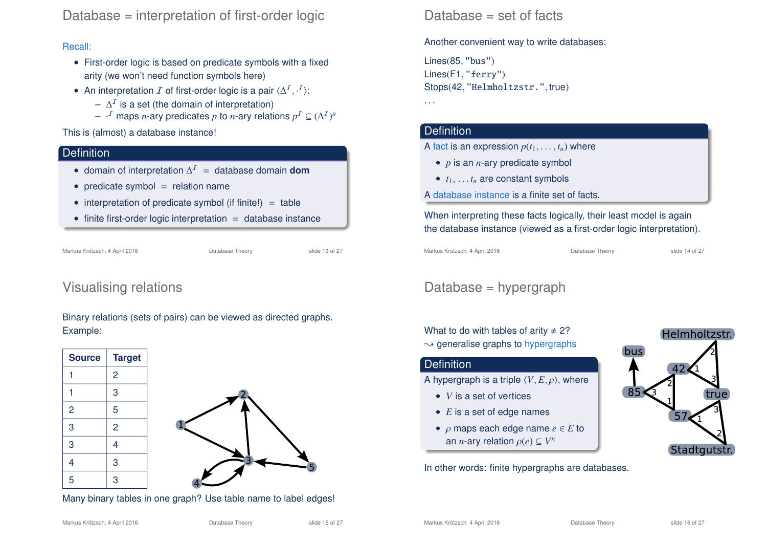# Database = interpretation of first-order logic

Recall:

- First-order logic is based on predicate symbols with a fixed arity (we won't need function symbols here)
- An interpretation $\mathcal{I}$ of first-order logic is a pair $\langle \Delta^{\mathcal{I}}, \cdot^{\mathcal{I}} \rangle$:
  - $\Delta^{\mathcal{I}}$ is a set (the domain of interpretation)
  - $\cdot^{\mathcal{I}}$ maps $n$-ary predicates $p$ to $n$-ary relations $p^{\mathcal{I}} \subseteq (\Delta^{\mathcal{I}})^n$

This is (almost) a database instance!

**Definition**

- domain of interpretation $\Delta^{\mathcal{I}}$ = database domain **dom**
- predicate symbol = relation name
- interpretation of predicate symbol (if finite!) = table
- finite first-order logic interpretation = database instance

# Database = set of facts

Another convenient way to write databases:

Lines(85, "bus")
Lines(F1, "ferry")
Stops(42, "Helmholtzstr.", true)
...

**Definition**

A fact is an expression $p(t_1, \ldots, t_n)$ where

- $p$ is an $n$-ary predicate symbol
- $t_1, \ldots t_n$ are constant symbols

A database instance is a finite set of facts.

When interpreting these facts logically, their least model is again the database instance (viewed as a first-order logic interpretation).

# Visualising relations

Binary relations (sets of pairs) can be viewed as directed graphs. Example:

| Source | Target |
|---|---|
| 1 | 2 |
| 1 | 3 |
| 2 | 5 |
| 3 | 2 |
| 3 | 4 |
| 4 | 3 |
| 5 | 3 |

Many binary tables in one graph? Use table name to label edges!

# Database = hypergraph

What to do with tables of arity $\neq 2$?
$\rightsquigarrow$ generalise graphs to hypergraphs

**Definition**

A hypergraph is a triple $\langle V, E, \rho \rangle$, where

- $V$ is a set of vertices
- $E$ is a set of edge names
- $\rho$ maps each edge name $e \in E$ to an $n$-ary relation $\rho(e) \subseteq V^n$

In other words: finite hypergraphs are databases.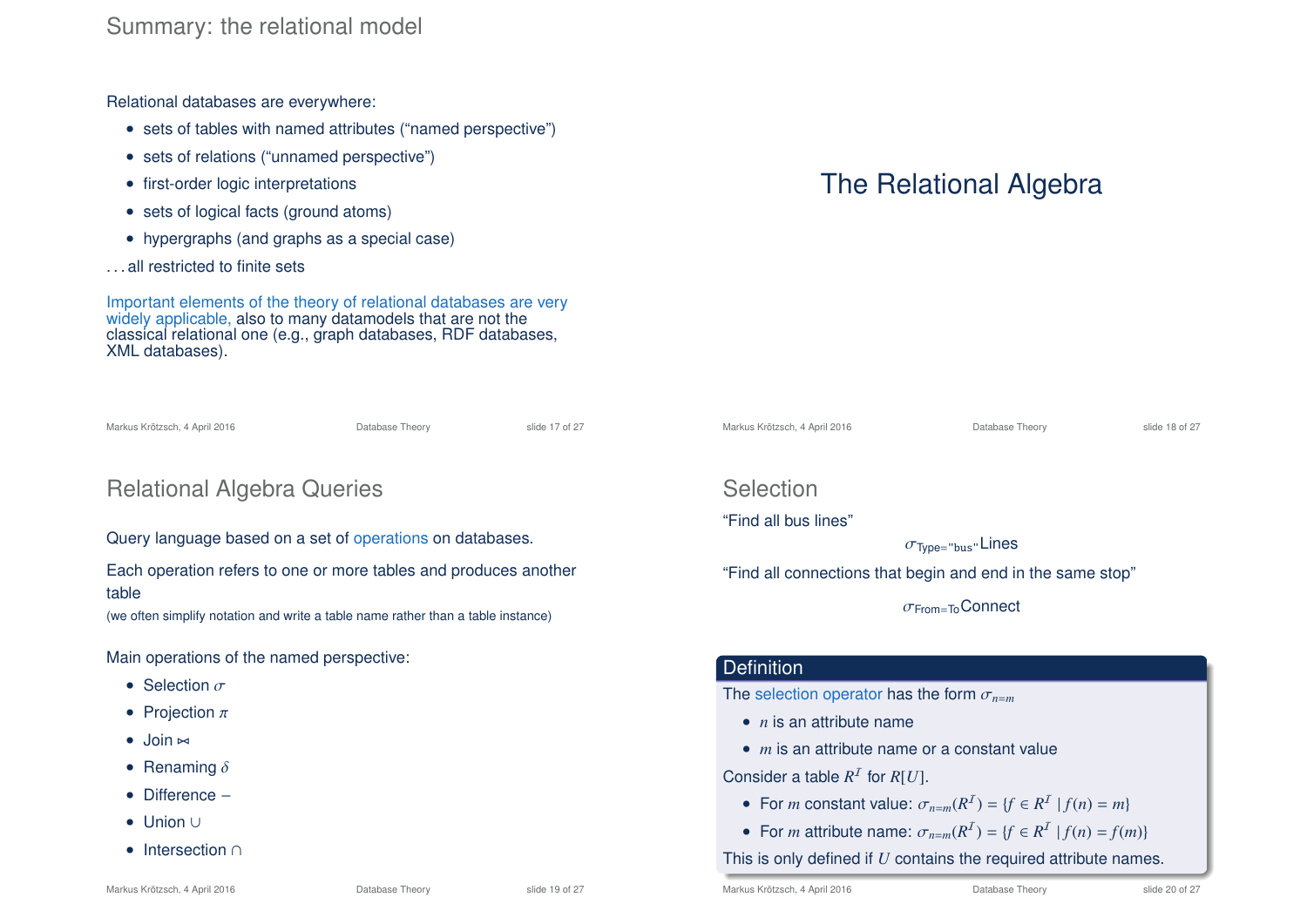## Summary: the relational model

Relational databases are everywhere:

- sets of tables with named attributes ("named perspective")
- sets of relations ("unnamed perspective")
- first-order logic interpretations
- sets of logical facts (ground atoms)
- hypergraphs (and graphs as a special case)

. . . all restricted to finite sets

Important elements of the theory of relational databases are very widely applicable, also to many datamodels that are not the classical relational one (e.g., graph databases, RDF databases, XML databases).

# The Relational Algebra

## Relational Algebra Queries

Query language based on a set of operations on databases.

Each operation refers to one or more tables and produces another table

(we often simplify notation and write a table name rather than a table instance)

Main operations of the named perspective:

- Selection $\sigma$
- Projection $\pi$
- Join $\bowtie$
- Renaming $\delta$
- Difference $-$
- Union $\cup$
- Intersection $\cap$

## Selection

"Find all bus lines"

$$\sigma_{\text{Type}=\text{"bus"}}\text{Lines}$$

"Find all connections that begin and end in the same stop"

$$\sigma_{\text{From}=\text{To}}\text{Connect}$$

**Definition**

The selection operator has the form $\sigma_{n=m}$

- $n$ is an attribute name
- $m$ is an attribute name or a constant value

Consider a table $R^{\mathcal{I}}$ for $R[U]$.

- For $m$ constant value: $\sigma_{n=m}(R^{\mathcal{I}}) = \{f \in R^{\mathcal{I}} \mid f(n) = m\}$
- For $m$ attribute name: $\sigma_{n=m}(R^{\mathcal{I}}) = \{f \in R^{\mathcal{I}} \mid f(n) = f(m)\}$

This is only defined if $U$ contains the required attribute names.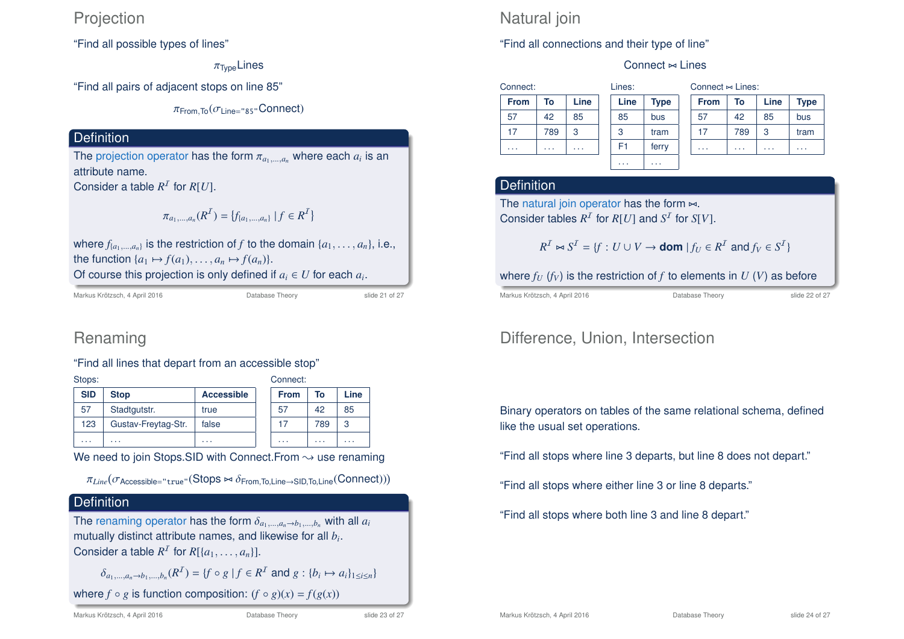## Projection

"Find all possible types of lines"

$$\pi_{\text{Type}}\text{Lines}$$

"Find all pairs of adjacent stops on line 85"

$$\pi_{\text{From,To}}(\sigma_{\text{Line}=\texttt{"85"}}\text{Connect})$$

### Definition

The projection operator has the form $\pi_{a_1,\ldots,a_n}$ where each $a_i$ is an attribute name.
Consider a table $R^{\mathcal{I}}$ for $R[U]$.

$$\pi_{a_1,\ldots,a_n}(R^{\mathcal{I}}) = \{f_{\{a_1,\ldots,a_n\}} \mid f \in R^{\mathcal{I}}\}$$

where $f_{\{a_1,\ldots,a_n\}}$ is the restriction of $f$ to the domain $\{a_1,\ldots,a_n\}$, i.e., the function $\{a_1 \mapsto f(a_1),\ldots,a_n \mapsto f(a_n)\}$.
Of course this projection is only defined if $a_i \in U$ for each $a_i$.

## Natural join

"Find all connections and their type of line"

$$\text{Connect} \bowtie \text{Lines}$$

Connect:

| From | To | Line |
|---|---|---|
| 57 | 42 | 85 |
| 17 | 789 | 3 |
| ... | ... | ... |

Lines:

| Line | Type |
|---|---|
| 85 | bus |
| 3 | tram |
| F1 | ferry |
| ... | ... |

Connect $\bowtie$ Lines:

| From | To | Line | Type |
|---|---|---|---|
| 57 | 42 | 85 | bus |
| 17 | 789 | 3 | tram |
| ... | ... | ... | ... |

### Definition

The natural join operator has the form $\bowtie$.
Consider tables $R^{\mathcal{I}}$ for $R[U]$ and $S^{\mathcal{I}}$ for $S[V]$.

$$R^{\mathcal{I}} \bowtie S^{\mathcal{I}} = \{f : U \cup V \to \textbf{dom} \mid f_U \in R^{\mathcal{I}} \text{ and } f_V \in S^{\mathcal{I}}\}$$

where $f_U$ ($f_V$) is the restriction of $f$ to elements in $U$ ($V$) as before

## Renaming

"Find all lines that depart from an accessible stop"

Stops:

| SID | Stop | Accessible |
|---|---|---|
| 57 | Stadtgutstr. | true |
| 123 | Gustav-Freytag-Str. | false |
| ... | ... | ... |

Connect:

| From | To | Line |
|---|---|---|
| 57 | 42 | 85 |
| 17 | 789 | 3 |
| ... | ... | ... |

We need to join Stops.SID with Connect.From $\rightsquigarrow$ use renaming

$$\pi_{Line}(\sigma_{\text{Accessible}=\texttt{"true"}}(\text{Stops} \bowtie \delta_{\text{From,To,Line}\to\text{SID,To,Line}}(\text{Connect})))$$

### Definition

The renaming operator has the form $\delta_{a_1,\ldots,a_n\to b_1,\ldots,b_n}$ with all $a_i$ mutually distinct attribute names, and likewise for all $b_i$.
Consider a table $R^{\mathcal{I}}$ for $R[\{a_1,\ldots,a_n\}]$.

$$\delta_{a_1,\ldots,a_n\to b_1,\ldots,b_n}(R^{\mathcal{I}}) = \{f \circ g \mid f \in R^{\mathcal{I}} \text{ and } g : \{b_i \mapsto a_i\}_{1\leq i\leq n}\}$$

where $f \circ g$ is function composition: $(f \circ g)(x) = f(g(x))$

## Difference, Union, Intersection

Binary operators on tables of the same relational schema, defined like the usual set operations.

"Find all stops where line 3 departs, but line 8 does not depart."

"Find all stops where either line 3 or line 8 departs."

"Find all stops where both line 3 and line 8 depart."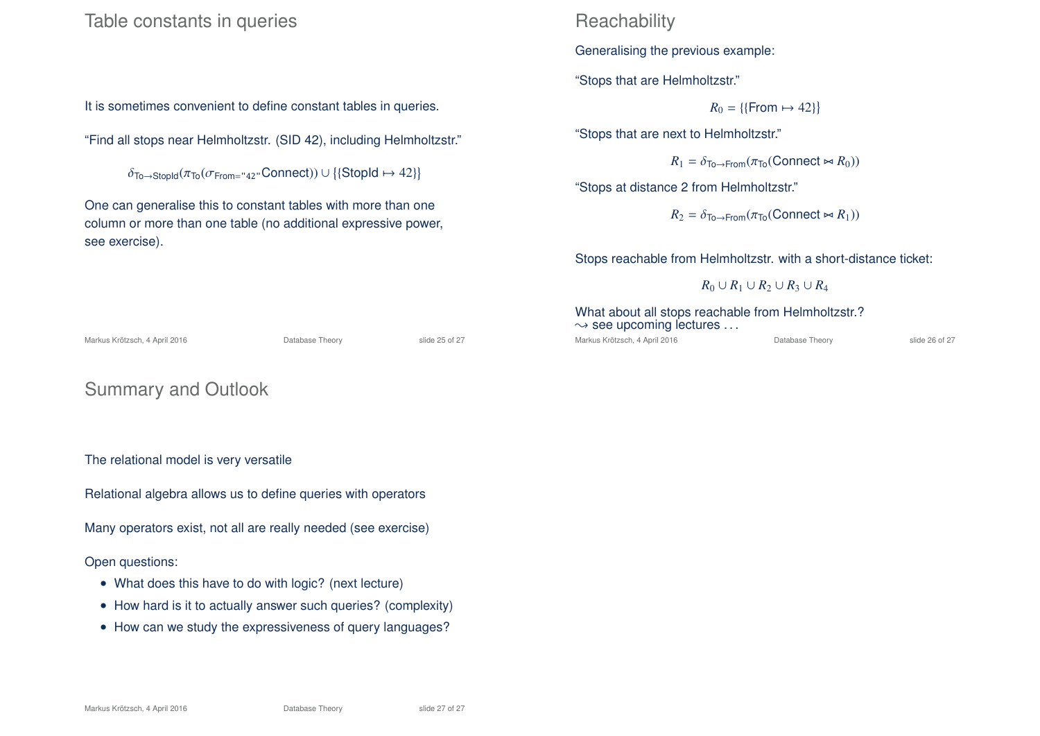## Table constants in queries

It is sometimes convenient to define constant tables in queries.

"Find all stops near Helmholtzstr. (SID 42), including Helmholtzstr."

$$\delta_{\text{To}\to\text{StopId}}(\pi_{\text{To}}(\sigma_{\text{From}=\text{"42"}}\text{Connect})) \cup \{\{\text{StopId} \mapsto 42\}\}$$

One can generalise this to constant tables with more than one column or more than one table (no additional expressive power, see exercise).

## Reachability

Generalising the previous example:

"Stops that are Helmholtzstr."

$$R_0 = \{\{\text{From} \mapsto 42\}\}$$

"Stops that are next to Helmholtzstr."

$$R_1 = \delta_{\text{To}\to\text{From}}(\pi_{\text{To}}(\text{Connect} \bowtie R_0))$$

"Stops at distance 2 from Helmholtzstr."

$$R_2 = \delta_{\text{To}\to\text{From}}(\pi_{\text{To}}(\text{Connect} \bowtie R_1))$$

Stops reachable from Helmholtzstr. with a short-distance ticket:

$$R_0 \cup R_1 \cup R_2 \cup R_3 \cup R_4$$

What about all stops reachable from Helmholtzstr.?
$\leadsto$ see upcoming lectures ...

## Summary and Outlook

The relational model is very versatile

Relational algebra allows us to define queries with operators

Many operators exist, not all are really needed (see exercise)

Open questions:

- What does this have to do with logic? (next lecture)
- How hard is it to actually answer such queries? (complexity)
- How can we study the expressiveness of query languages?